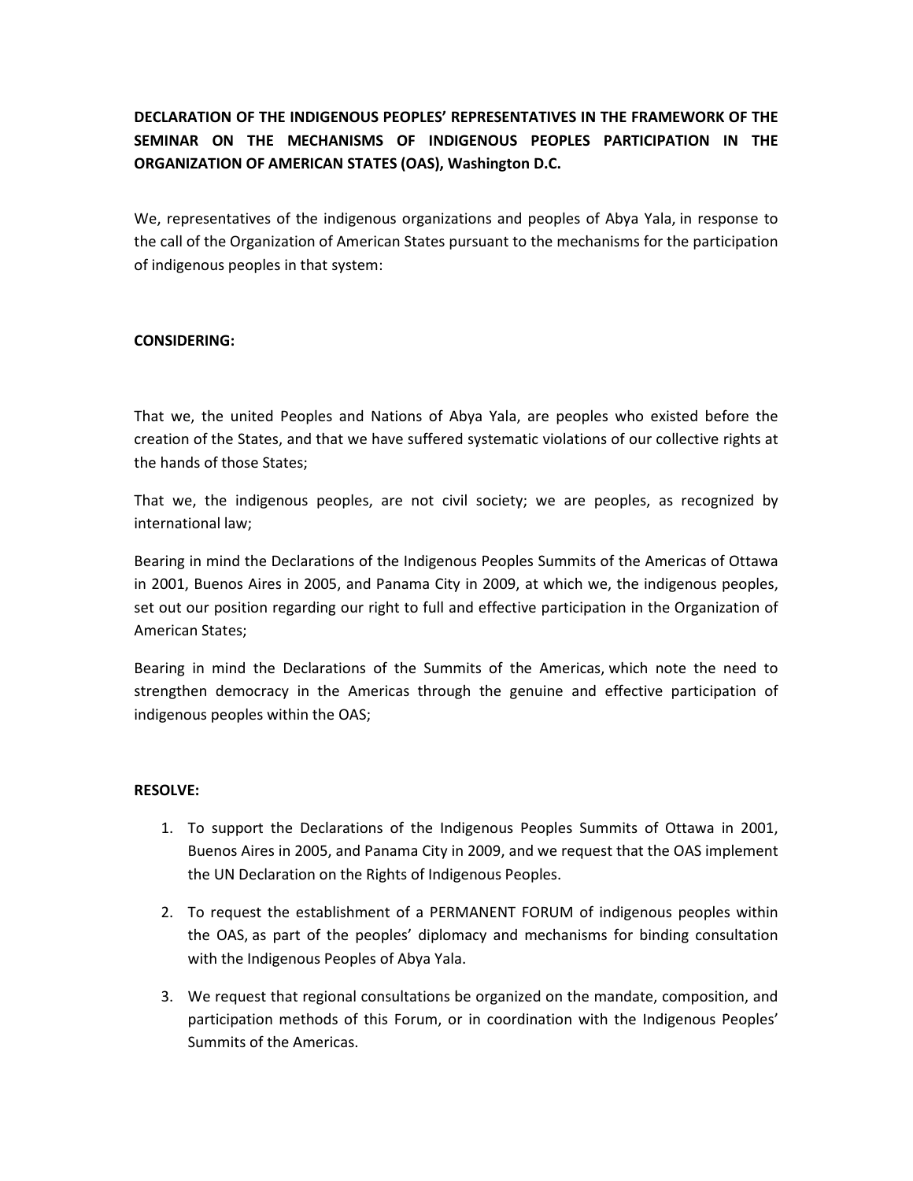**DECLARATION OF THE INDIGENOUS PEOPLES' REPRESENTATIVES IN THE FRAMEWORK OF THE SEMINAR ON THE MECHANISMS OF INDIGENOUS PEOPLES PARTICIPATION IN THE ORGANIZATION OF AMERICAN STATES (OAS), Washington D.C.**

We, representatives of the indigenous organizations and peoples of Abya Yala, in response to the call of the Organization of American States pursuant to the mechanisms for the participation of indigenous peoples in that system:

**CONSIDERING:**

That we, the united Peoples and Nations of Abya Yala, are peoples who existed before the creation of the States, and that we have suffered systematic violations of our collective rights at the hands of those States;

That we, the indigenous peoples, are not civil society; we are peoples, as recognized by international law;

Bearing in mind the Declarations of the Indigenous Peoples Summits of the Americas of Ottawa in 2001, Buenos Aires in 2005, and Panama City in 2009, at which we, the indigenous peoples, set out our position regarding our right to full and effective participation in the Organization of American States;

Bearing in mind the Declarations of the Summits of the Americas, which note the need to strengthen democracy in the Americas through the genuine and effective participation of indigenous peoples within the OAS;

**RESOLVE:**

1. To support the Declarations of the Indigenous Peoples Summits of Ottawa in 2001, Buenos Aires in 2005, and Panama City in 2009, and we request that the OAS implement the UN Declaration on the Rights of Indigenous Peoples.
2. To request the establishment of a PERMANENT FORUM of indigenous peoples within the OAS, as part of the peoples' diplomacy and mechanisms for binding consultation with the Indigenous Peoples of Abya Yala.
3. We request that regional consultations be organized on the mandate, composition, and participation methods of this Forum, or in coordination with the Indigenous Peoples' Summits of the Americas.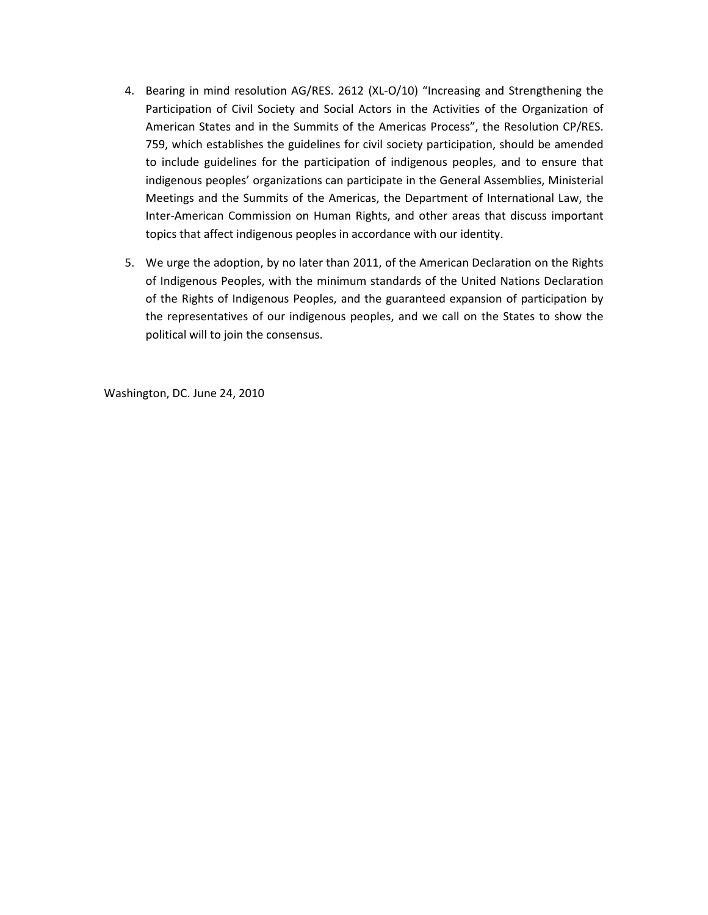4. Bearing in mind resolution AG/RES. 2612 (XL-O/10) "Increasing and Strengthening the Participation of Civil Society and Social Actors in the Activities of the Organization of American States and in the Summits of the Americas Process", the Resolution CP/RES. 759, which establishes the guidelines for civil society participation, should be amended to include guidelines for the participation of indigenous peoples, and to ensure that indigenous peoples' organizations can participate in the General Assemblies, Ministerial Meetings and the Summits of the Americas, the Department of International Law, the Inter-American Commission on Human Rights, and other areas that discuss important topics that affect indigenous peoples in accordance with our identity.

5. We urge the adoption, by no later than 2011, of the American Declaration on the Rights of Indigenous Peoples, with the minimum standards of the United Nations Declaration of the Rights of Indigenous Peoples, and the guaranteed expansion of participation by the representatives of our indigenous peoples, and we call on the States to show the political will to join the consensus.

Washington, DC. June 24, 2010